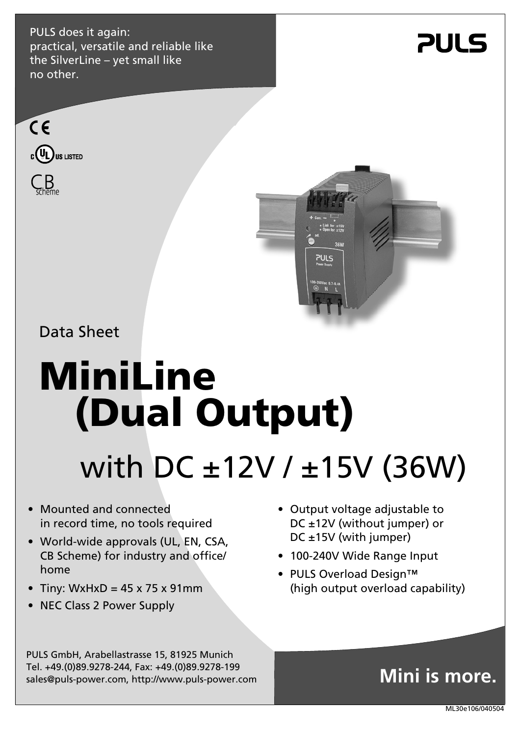PULS does it again:
practical, versatile and reliable like the SilverLine – yet small like no other.

**PULS**

CE

c UL US LISTED

CB scheme

Data Sheet

# MiniLine (Dual Output)

## with DC ±12V / ±15V (36W)

- Mounted and connected in record time, no tools required
- World-wide approvals (UL, EN, CSA, CB Scheme) for industry and office/ home
- Tiny: WxHxD = 45 x 75 x 91mm
- NEC Class 2 Power Supply
- Output voltage adjustable to DC ±12V (without jumper) or DC ±15V (with jumper)
- 100-240V Wide Range Input
- PULS Overload Design™ (high output overload capability)

PULS GmbH, Arabellastrasse 15, 81925 Munich
Tel. +49.(0)89.9278-244, Fax: +49.(0)89.9278-199
sales@puls-power.com, http://www.puls-power.com

**Mini is more.**

ML30e106/040504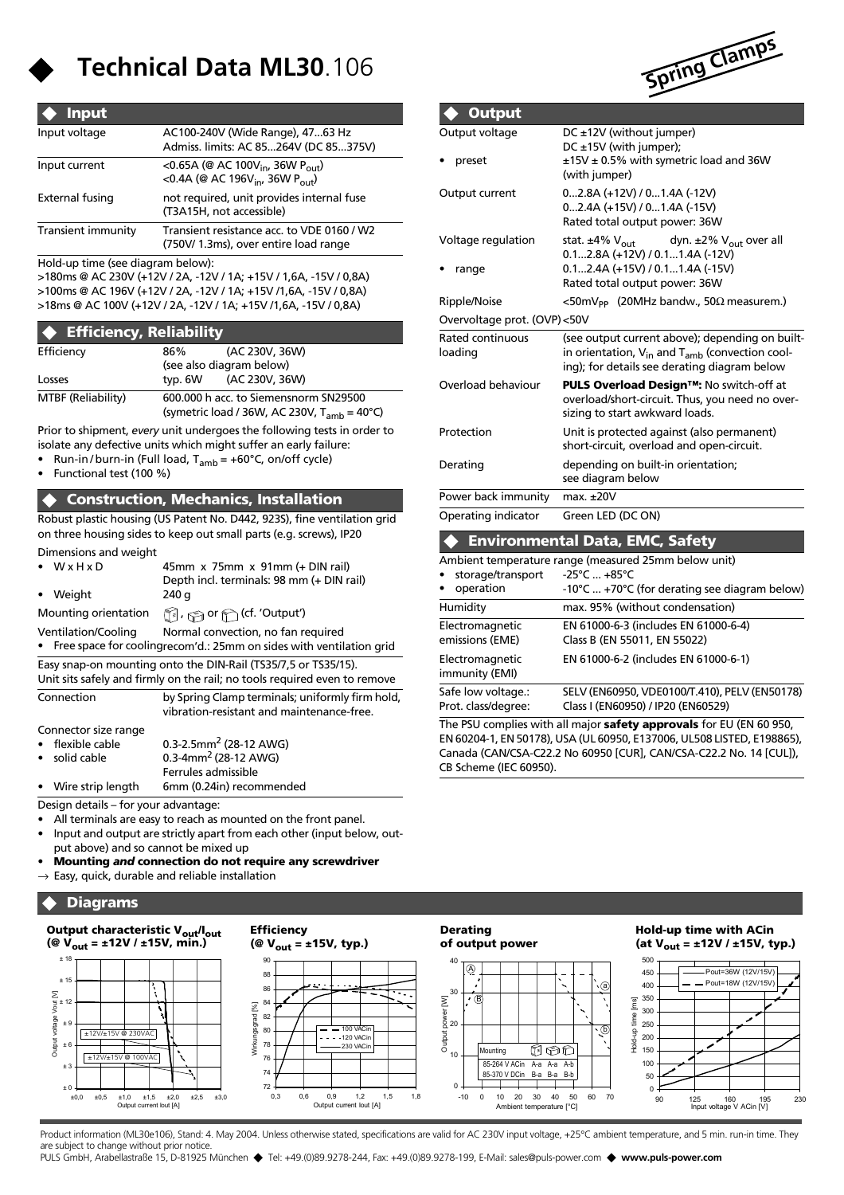# Technical Data ML30.106

Spring Clamps

## Input

| | |
|---|---|
| Input voltage | AC100-240V (Wide Range), 47...63 Hz<br>Admiss. limits: AC 85...264V (DC 85...375V) |
| Input current | <0.65A (@ AC 100$V_{in}$, 36W $P_{out}$)<br><0.4A (@ AC 196$V_{in}$, 36W $P_{out}$) |
| External fusing | not required, unit provides internal fuse (T3A15H, not accessible) |
| Transient immunity | Transient resistance acc. to VDE 0160 / W2 (750V/ 1.3ms), over entire load range |

Hold-up time (see diagram below):
>180ms @ AC 230V (+12V / 2A, -12V / 1A; +15V / 1,6A, -15V / 0,8A)
>100ms @ AC 196V (+12V / 2A, -12V / 1A; +15V /1,6A, -15V / 0,8A)
>18ms @ AC 100V (+12V / 2A, -12V / 1A; +15V /1,6A, -15V / 0,8A)

## Efficiency, Reliability

| | |
|---|---|
| Efficiency | 86% (AC 230V, 36W)<br>(see also diagram below) |
| Losses | typ. 6W (AC 230V, 36W) |
| MTBF (Reliability) | 600.000 h acc. to Siemensnorm SN29500<br>(symetric load / 36W, AC 230V, $T_{amb}$ = 40°C) |

Prior to shipment, *every* unit undergoes the following tests in order to isolate any defective units which might suffer an early failure:

- Run-in / burn-in (Full load, $T_{amb}$ = +60°C, on/off cycle)
- Functional test (100 %)

## Construction, Mechanics, Installation

Robust plastic housing (US Patent No. D442, 923S), fine ventilation grid on three housing sides to keep out small parts (e.g. screws), IP20

Dimensions and weight

- W x H x D — 45mm x 75mm x 91mm (+ DIN rail)
  Depth incl. terminals: 98 mm (+ DIN rail)
- Weight — 240 g

Mounting orientation — (cf. 'Output')

Ventilation/Cooling — Normal convection, no fan required

- Free space for coolingrecom'd.: 25mm on sides with ventilation grid

Easy snap-on mounting onto the DIN-Rail (TS35/7,5 or TS35/15).
Unit sits safely and firmly on the rail; no tools required even to remove

Connection — by Spring Clamp terminals; uniformly firm hold, vibration-resistant and maintenance-free.

Connector size range

- flexible cable — 0.3-2.5mm$^2$ (28-12 AWG)
- solid cable — 0.3-4mm$^2$ (28-12 AWG)
  Ferrules admissible
- Wire strip length — 6mm (0.24in) recommended

Design details – for your advantage:

- All terminals are easy to reach as mounted on the front panel.
- Input and output are strictly apart from each other (input below, output above) and so cannot be mixed up
- **Mounting *and* connection do not require any screwdriver**

→ Easy, quick, durable and reliable installation

## Output

| | |
|---|---|
| Output voltage | DC ±12V (without jumper)<br>DC ±15V (with jumper); |
| • preset | ±15V ± 0.5% with symetric load and 36W (with jumper) |
| Output current | 0...2.8A (+12V) / 0...1.4A (-12V)<br>0...2.4A (+15V) / 0...1.4A (-15V)<br>Rated total output power: 36W |
| Voltage regulation | stat. ±4% $V_{out}$ dyn. ±2% $V_{out}$ over all |
| • range | 0.1...2.8A (+12V) / 0.1...1.4A (-12V)<br>0.1...2.4A (+15V) / 0.1...1.4A (-15V)<br>Rated total output power: 36W |
| Ripple/Noise | <50$mV_{PP}$ (20MHz bandw., 50Ω measurem.) |
| Overvoltage prot. (OVP) | <50V |
| Rated continuous loading | (see output current above); depending on built-in orientation, $V_{in}$ and $T_{amb}$ (convection cooling); for details see derating diagram below |
| Overload behaviour | **PULS Overload Design™:** No switch-off at overload/short-circuit. Thus, you need no oversizing to start awkward loads. |
| Protection | Unit is protected against (also permanent) short-circuit, overload and open-circuit. |
| Derating | depending on built-in orientation; see diagram below |
| Power back immunity | max. ±20V |
| Operating indicator | Green LED (DC ON) |

## Environmental Data, EMC, Safety

Ambient temperature range (measured 25mm below unit)

- storage/transport — -25°C ... +85°C
- operation — -10°C ... +70°C (for derating see diagram below)

| | |
|---|---|
| Humidity | max. 95% (without condensation) |
| Electromagnetic emissions (EME) | EN 61000-6-3 (includes EN 61000-6-4)<br>Class B (EN 55011, EN 55022) |
| Electromagnetic immunity (EMI) | EN 61000-6-2 (includes EN 61000-6-1) |
| Safe low voltage.:<br>Prot. class/degree: | SELV (EN60950, VDE0100/T.410), PELV (EN50178)<br>Class I (EN60950) / IP20 (EN60529) |

The PSU complies with all major **safety approvals** for EU (EN 60 950, EN 60204-1, EN 50178), USA (UL 60950, E137006, UL508 LISTED, E198865), Canada (CAN/CSA-C22.2 No 60950 [CUR], CAN/CSA-C22.2 No. 14 [CUL]), CB Scheme (IEC 60950).

## Diagrams

**Output characteristic $V_{out}$/$I_{out}$ (@ $V_{out}$ = ±12V / ±15V, min.)**

Output voltage Vout [V]: ± 0, ± 3, ± 6, ± 9, ± 12, ± 15, ± 18
Output current Iout [A]: ±0,0, ±0,5, ±1,0, ±1,5, ±2,0, ±2,5, ±3,0
±12V/±15V @ 230VAC
±12V/±15V @ 100VAC

**Efficiency (@ $V_{out}$ = ±15V, typ.)**

Wirkungsgrad [%]: 72, 74, 76, 78, 80, 82, 84, 86, 88, 90
Output current Iout [A]: 0,3, 0,6, 0,9, 1,2, 1,5, 1,8
100 VACin
120 VACin
230 VACin

**Derating of output power**

Output power [W]: 0, 10, 20, 30, 40
Ambient temperature [°C]: -10, 0, 10, 20, 30, 40, 50, 60, 70
A, B, a, b

| Mounting | | | |
|---|---|---|---|
| 85-264 V ACin | A-a | A-a | A-b |
| 85-370 V DCin | B-a | B-a | B-b |

**Hold-up time with ACin (at $V_{out}$ = ±12V / ±15V, typ.)**

Hold-up time [ms]: 0, 50, 100, 150, 200, 250, 300, 350, 400, 450, 500
Input voltage V ACin [V]: 90, 125, 160, 195, 230
Pout=36W (12V/15V)
Pout=18W (12V/15V)

Product information (ML30e106), Stand: 4. May 2004. Unless otherwise stated, specifications are valid for AC 230V input voltage, +25°C ambient temperature, and 5 min. run-in time. They are subject to change without prior notice.

PULS GmbH, Arabellastraße 15, D-81925 München ◆ Tel: +49.(0)89.9278-244, Fax: +49.(0)89.9278-199, E-Mail: sales@puls-power.com ◆ **www.puls-power.com**